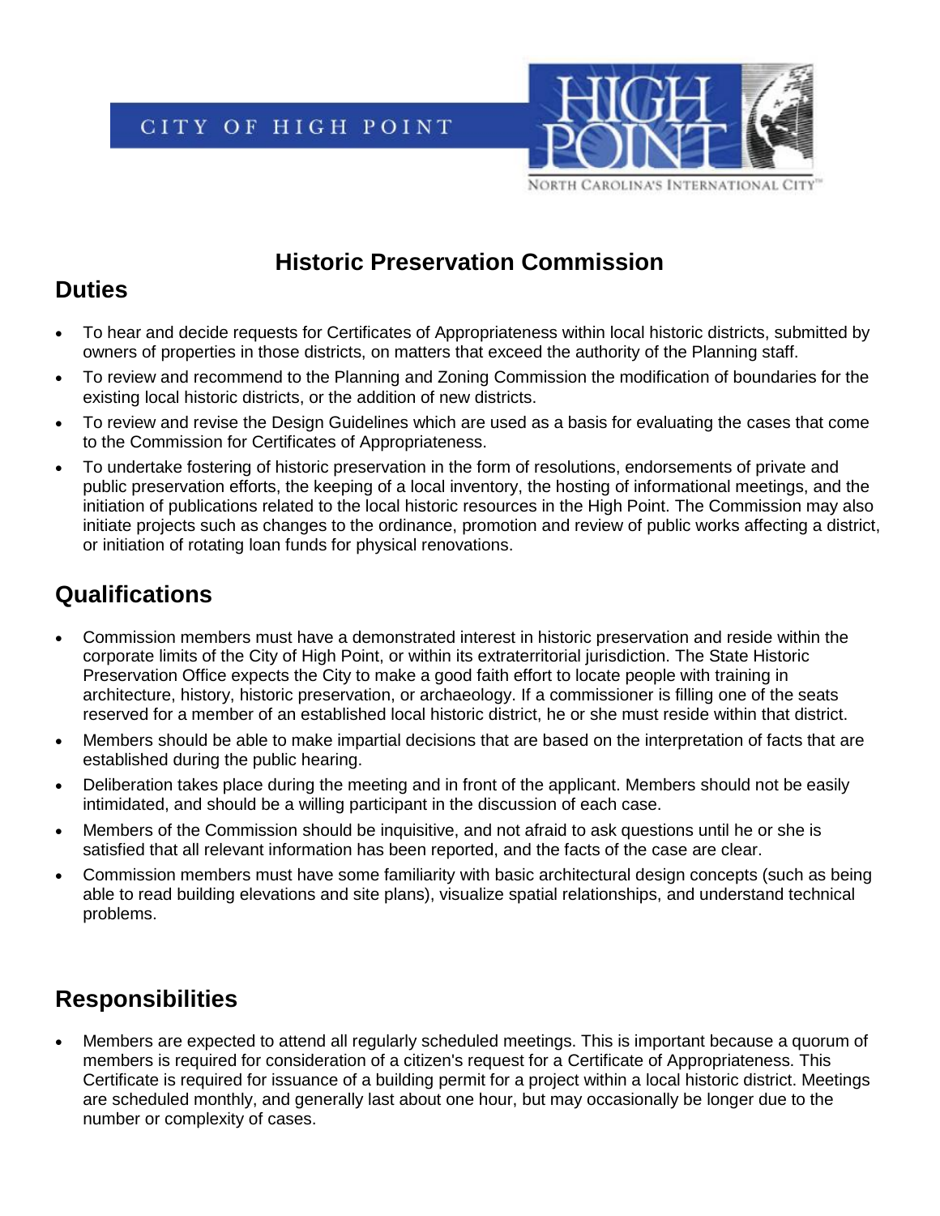CITY OF HIGH POINT

HIGH POINT

NORTH CAROLINA'S INTERNATIONAL CITY™

# Historic Preservation Commission

## Duties

- To hear and decide requests for Certificates of Appropriateness within local historic districts, submitted by owners of properties in those districts, on matters that exceed the authority of the Planning staff.
- To review and recommend to the Planning and Zoning Commission the modification of boundaries for the existing local historic districts, or the addition of new districts.
- To review and revise the Design Guidelines which are used as a basis for evaluating the cases that come to the Commission for Certificates of Appropriateness.
- To undertake fostering of historic preservation in the form of resolutions, endorsements of private and public preservation efforts, the keeping of a local inventory, the hosting of informational meetings, and the initiation of publications related to the local historic resources in the High Point. The Commission may also initiate projects such as changes to the ordinance, promotion and review of public works affecting a district, or initiation of rotating loan funds for physical renovations.

## Qualifications

- Commission members must have a demonstrated interest in historic preservation and reside within the corporate limits of the City of High Point, or within its extraterritorial jurisdiction. The State Historic Preservation Office expects the City to make a good faith effort to locate people with training in architecture, history, historic preservation, or archaeology. If a commissioner is filling one of the seats reserved for a member of an established local historic district, he or she must reside within that district.
- Members should be able to make impartial decisions that are based on the interpretation of facts that are established during the public hearing.
- Deliberation takes place during the meeting and in front of the applicant. Members should not be easily intimidated, and should be a willing participant in the discussion of each case.
- Members of the Commission should be inquisitive, and not afraid to ask questions until he or she is satisfied that all relevant information has been reported, and the facts of the case are clear.
- Commission members must have some familiarity with basic architectural design concepts (such as being able to read building elevations and site plans), visualize spatial relationships, and understand technical problems.

## Responsibilities

- Members are expected to attend all regularly scheduled meetings. This is important because a quorum of members is required for consideration of a citizen's request for a Certificate of Appropriateness. This Certificate is required for issuance of a building permit for a project within a local historic district. Meetings are scheduled monthly, and generally last about one hour, but may occasionally be longer due to the number or complexity of cases.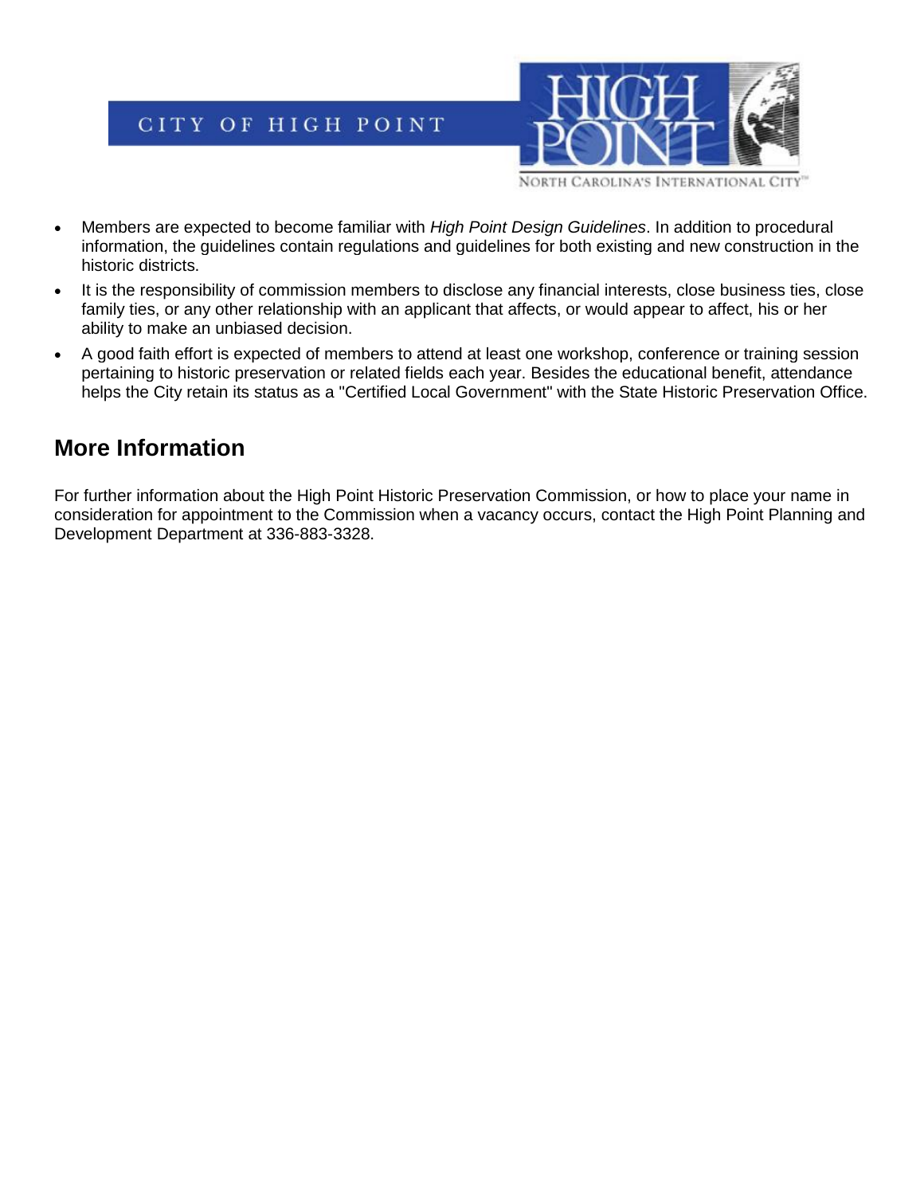- Members are expected to become familiar with *High Point Design Guidelines*. In addition to procedural information, the guidelines contain regulations and guidelines for both existing and new construction in the historic districts.
- It is the responsibility of commission members to disclose any financial interests, close business ties, close family ties, or any other relationship with an applicant that affects, or would appear to affect, his or her ability to make an unbiased decision.
- A good faith effort is expected of members to attend at least one workshop, conference or training session pertaining to historic preservation or related fields each year. Besides the educational benefit, attendance helps the City retain its status as a "Certified Local Government" with the State Historic Preservation Office.

## More Information

For further information about the High Point Historic Preservation Commission, or how to place your name in consideration for appointment to the Commission when a vacancy occurs, contact the High Point Planning and Development Department at 336-883-3328.